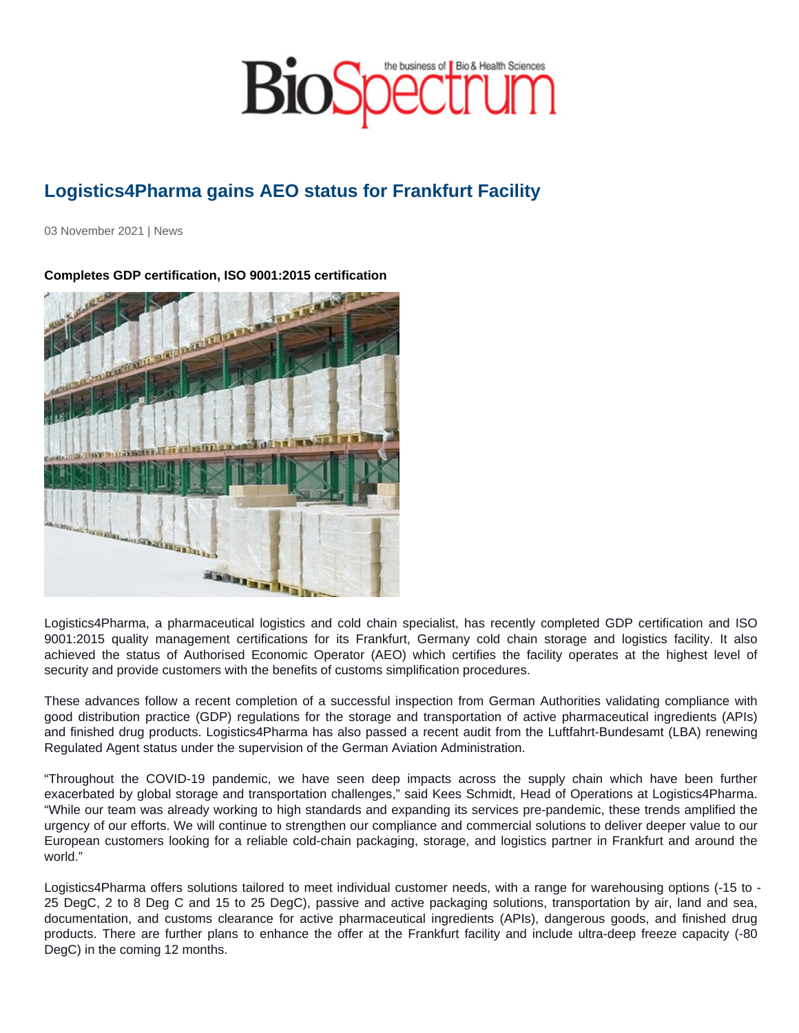# Logistics4Pharma gains AEO status for Frankfurt Facility

03 November 2021 | News

**Completes GDP certification, ISO 9001:2015 certification**

Logistics4Pharma, a pharmaceutical logistics and cold chain specialist, has recently completed GDP certification and ISO 9001:2015 quality management certifications for its Frankfurt, Germany cold chain storage and logistics facility. It also achieved the status of Authorised Economic Operator (AEO) which certifies the facility operates at the highest level of security and provide customers with the benefits of customs simplification procedures.

These advances follow a recent completion of a successful inspection from German Authorities validating compliance with good distribution practice (GDP) regulations for the storage and transportation of active pharmaceutical ingredients (APIs) and finished drug products. Logistics4Pharma has also passed a recent audit from the Luftfahrt-Bundesamt (LBA) renewing Regulated Agent status under the supervision of the German Aviation Administration.

"Throughout the COVID-19 pandemic, we have seen deep impacts across the supply chain which have been further exacerbated by global storage and transportation challenges," said Kees Schmidt, Head of Operations at Logistics4Pharma. "While our team was already working to high standards and expanding its services pre-pandemic, these trends amplified the urgency of our efforts. We will continue to strengthen our compliance and commercial solutions to deliver deeper value to our European customers looking for a reliable cold-chain packaging, storage, and logistics partner in Frankfurt and around the world."

Logistics4Pharma offers solutions tailored to meet individual customer needs, with a range for warehousing options (-15 to -25 DegC, 2 to 8 Deg C and 15 to 25 DegC), passive and active packaging solutions, transportation by air, land and sea, documentation, and customs clearance for active pharmaceutical ingredients (APIs), dangerous goods, and finished drug products. There are further plans to enhance the offer at the Frankfurt facility and include ultra-deep freeze capacity (-80 DegC) in the coming 12 months.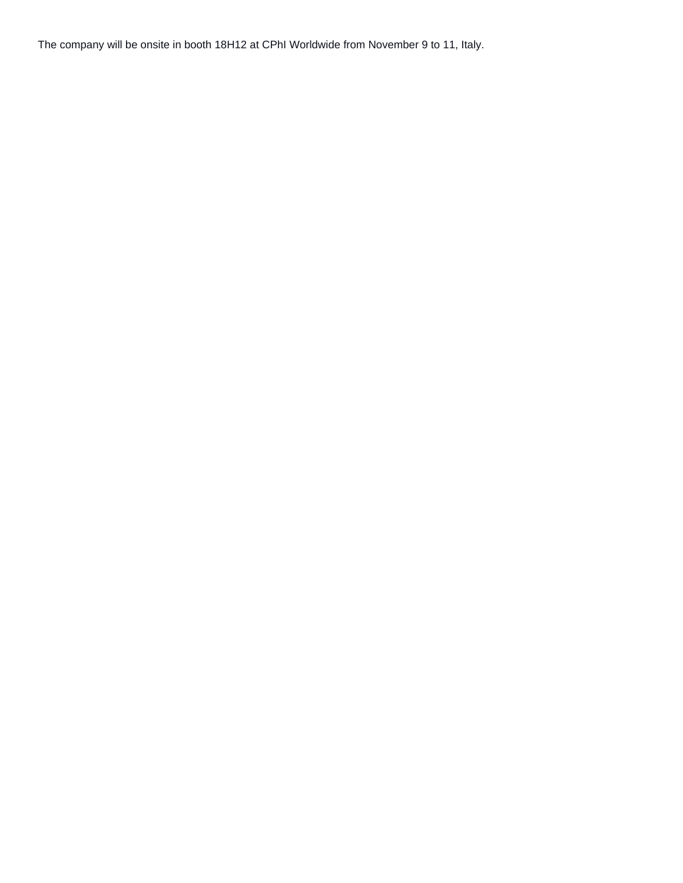The company will be onsite in booth 18H12 at CPhI Worldwide from November 9 to 11, Italy.